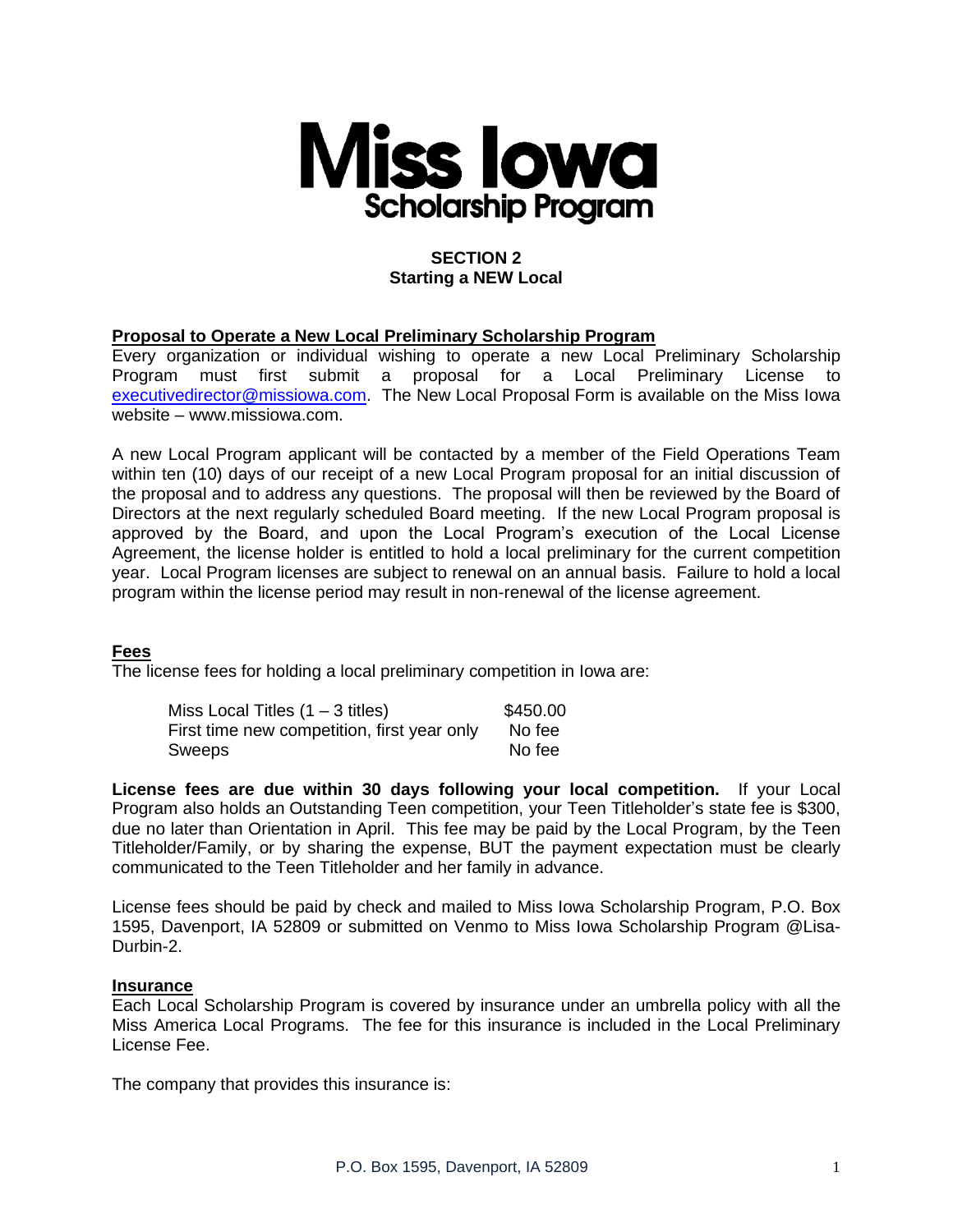# Miss Iowa Scholarship Program

## SECTION 2
## Starting a NEW Local

### Proposal to Operate a New Local Preliminary Scholarship Program

Every organization or individual wishing to operate a new Local Preliminary Scholarship Program must first submit a proposal for a Local Preliminary License to executivedirector@missiowa.com. The New Local Proposal Form is available on the Miss Iowa website – www.missiowa.com.

A new Local Program applicant will be contacted by a member of the Field Operations Team within ten (10) days of our receipt of a new Local Program proposal for an initial discussion of the proposal and to address any questions. The proposal will then be reviewed by the Board of Directors at the next regularly scheduled Board meeting. If the new Local Program proposal is approved by the Board, and upon the Local Program's execution of the Local License Agreement, the license holder is entitled to hold a local preliminary for the current competition year. Local Program licenses are subject to renewal on an annual basis. Failure to hold a local program within the license period may result in non-renewal of the license agreement.

### Fees

The license fees for holding a local preliminary competition in Iowa are:

| | |
|---|---|
| Miss Local Titles (1 – 3 titles) | $450.00 |
| First time new competition, first year only | No fee |
| Sweeps | No fee |

**License fees are due within 30 days following your local competition.** If your Local Program also holds an Outstanding Teen competition, your Teen Titleholder's state fee is $300, due no later than Orientation in April. This fee may be paid by the Local Program, by the Teen Titleholder/Family, or by sharing the expense, BUT the payment expectation must be clearly communicated to the Teen Titleholder and her family in advance.

License fees should be paid by check and mailed to Miss Iowa Scholarship Program, P.O. Box 1595, Davenport, IA 52809 or submitted on Venmo to Miss Iowa Scholarship Program @Lisa-Durbin-2.

### Insurance

Each Local Scholarship Program is covered by insurance under an umbrella policy with all the Miss America Local Programs. The fee for this insurance is included in the Local Preliminary License Fee.

The company that provides this insurance is: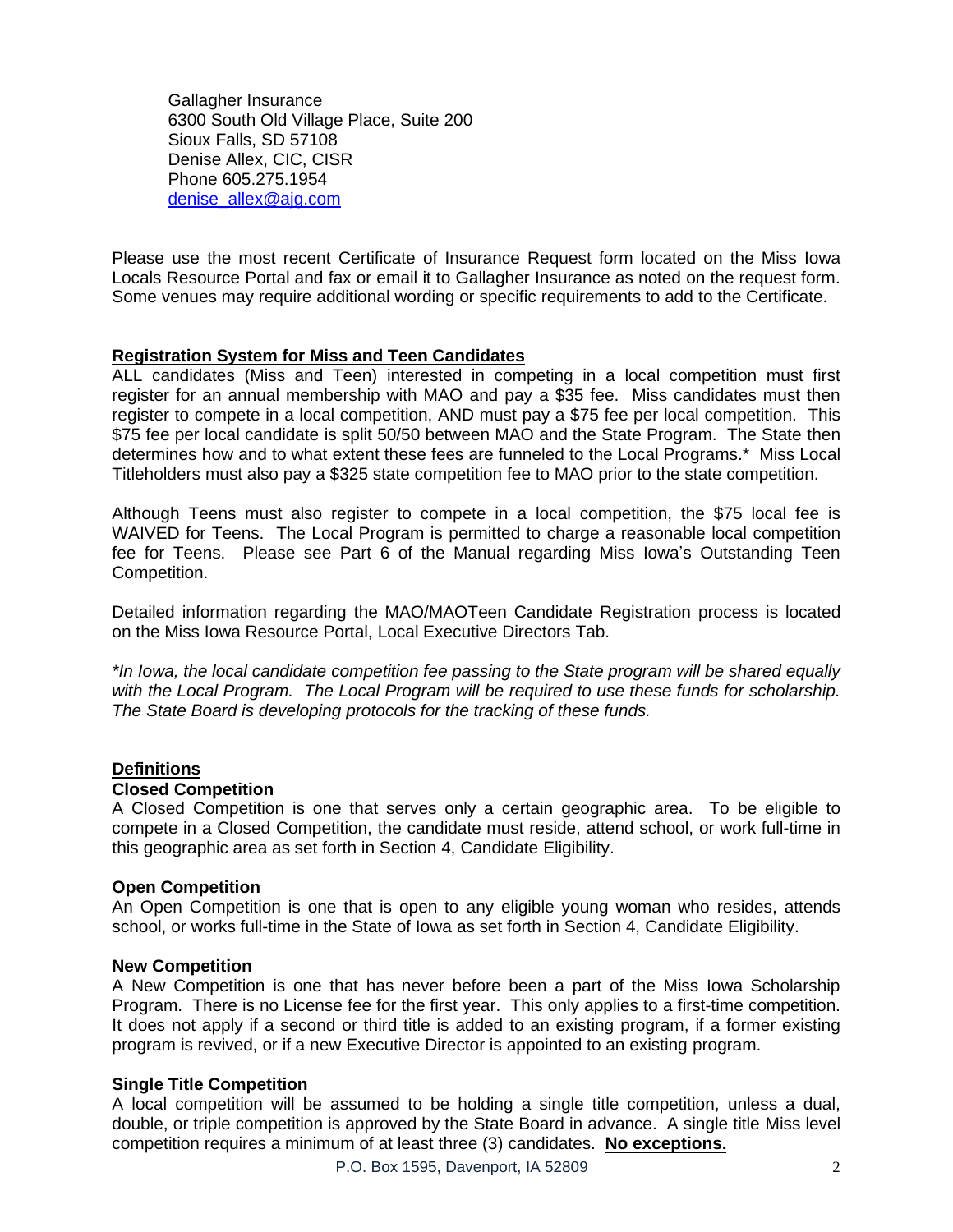Gallagher Insurance
6300 South Old Village Place, Suite 200
Sioux Falls, SD 57108
Denise Allex, CIC, CISR
Phone 605.275.1954
[denise_allex@ajg.com](mailto:denise_allex@ajg.com)

Please use the most recent Certificate of Insurance Request form located on the Miss Iowa Locals Resource Portal and fax or email it to Gallagher Insurance as noted on the request form. Some venues may require additional wording or specific requirements to add to the Certificate.

## Registration System for Miss and Teen Candidates

ALL candidates (Miss and Teen) interested in competing in a local competition must first register for an annual membership with MAO and pay a $35 fee. Miss candidates must then register to compete in a local competition, AND must pay a $75 fee per local competition. This $75 fee per local candidate is split 50/50 between MAO and the State Program. The State then determines how and to what extent these fees are funneled to the Local Programs.* Miss Local Titleholders must also pay a $325 state competition fee to MAO prior to the state competition.

Although Teens must also register to compete in a local competition, the $75 local fee is WAIVED for Teens. The Local Program is permitted to charge a reasonable local competition fee for Teens. Please see Part 6 of the Manual regarding Miss Iowa's Outstanding Teen Competition.

Detailed information regarding the MAO/MAOTeen Candidate Registration process is located on the Miss Iowa Resource Portal, Local Executive Directors Tab.

*\*In Iowa, the local candidate competition fee passing to the State program will be shared equally with the Local Program. The Local Program will be required to use these funds for scholarship. The State Board is developing protocols for the tracking of these funds.*

## Definitions

### Closed Competition

A Closed Competition is one that serves only a certain geographic area. To be eligible to compete in a Closed Competition, the candidate must reside, attend school, or work full-time in this geographic area as set forth in Section 4, Candidate Eligibility.

### Open Competition

An Open Competition is one that is open to any eligible young woman who resides, attends school, or works full-time in the State of Iowa as set forth in Section 4, Candidate Eligibility.

### New Competition

A New Competition is one that has never before been a part of the Miss Iowa Scholarship Program. There is no License fee for the first year. This only applies to a first-time competition. It does not apply if a second or third title is added to an existing program, if a former existing program is revived, or if a new Executive Director is appointed to an existing program.

### Single Title Competition

A local competition will be assumed to be holding a single title competition, unless a dual, double, or triple competition is approved by the State Board in advance. A single title Miss level competition requires a minimum of at least three (3) candidates. **No exceptions.**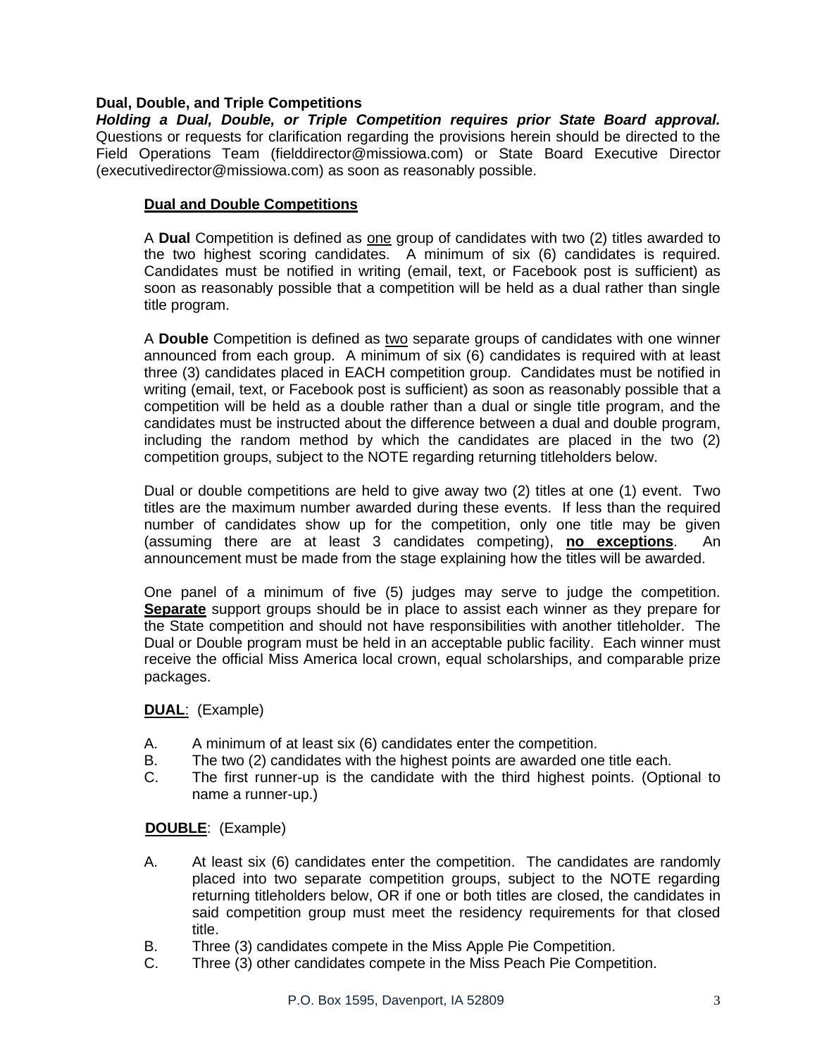**Dual, Double, and Triple Competitions**

***Holding a Dual, Double, or Triple Competition requires prior State Board approval.*** Questions or requests for clarification regarding the provisions herein should be directed to the Field Operations Team (fielddirector@missiowa.com) or State Board Executive Director (executivedirector@missiowa.com) as soon as reasonably possible.

**<u>Dual and Double Competitions</u>**

A **Dual** Competition is defined as <u>one</u> group of candidates with two (2) titles awarded to the two highest scoring candidates. A minimum of six (6) candidates is required. Candidates must be notified in writing (email, text, or Facebook post is sufficient) as soon as reasonably possible that a competition will be held as a dual rather than single title program.

A **Double** Competition is defined as <u>two</u> separate groups of candidates with one winner announced from each group. A minimum of six (6) candidates is required with at least three (3) candidates placed in EACH competition group. Candidates must be notified in writing (email, text, or Facebook post is sufficient) as soon as reasonably possible that a competition will be held as a double rather than a dual or single title program, and the candidates must be instructed about the difference between a dual and double program, including the random method by which the candidates are placed in the two (2) competition groups, subject to the NOTE regarding returning titleholders below.

Dual or double competitions are held to give away two (2) titles at one (1) event. Two titles are the maximum number awarded during these events. If less than the required number of candidates show up for the competition, only one title may be given (assuming there are at least 3 candidates competing), **<u>no exceptions</u>**. An announcement must be made from the stage explaining how the titles will be awarded.

One panel of a minimum of five (5) judges may serve to judge the competition. **<u>Separate</u>** support groups should be in place to assist each winner as they prepare for the State competition and should not have responsibilities with another titleholder. The Dual or Double program must be held in an acceptable public facility. Each winner must receive the official Miss America local crown, equal scholarships, and comparable prize packages.

**<u>DUAL</u>**: (Example)

A. A minimum of at least six (6) candidates enter the competition.
B. The two (2) candidates with the highest points are awarded one title each.
C. The first runner-up is the candidate with the third highest points. (Optional to name a runner-up.)

**<u>DOUBLE</u>**: (Example)

A. At least six (6) candidates enter the competition. The candidates are randomly placed into two separate competition groups, subject to the NOTE regarding returning titleholders below, OR if one or both titles are closed, the candidates in said competition group must meet the residency requirements for that closed title.
B. Three (3) candidates compete in the Miss Apple Pie Competition.
C. Three (3) other candidates compete in the Miss Peach Pie Competition.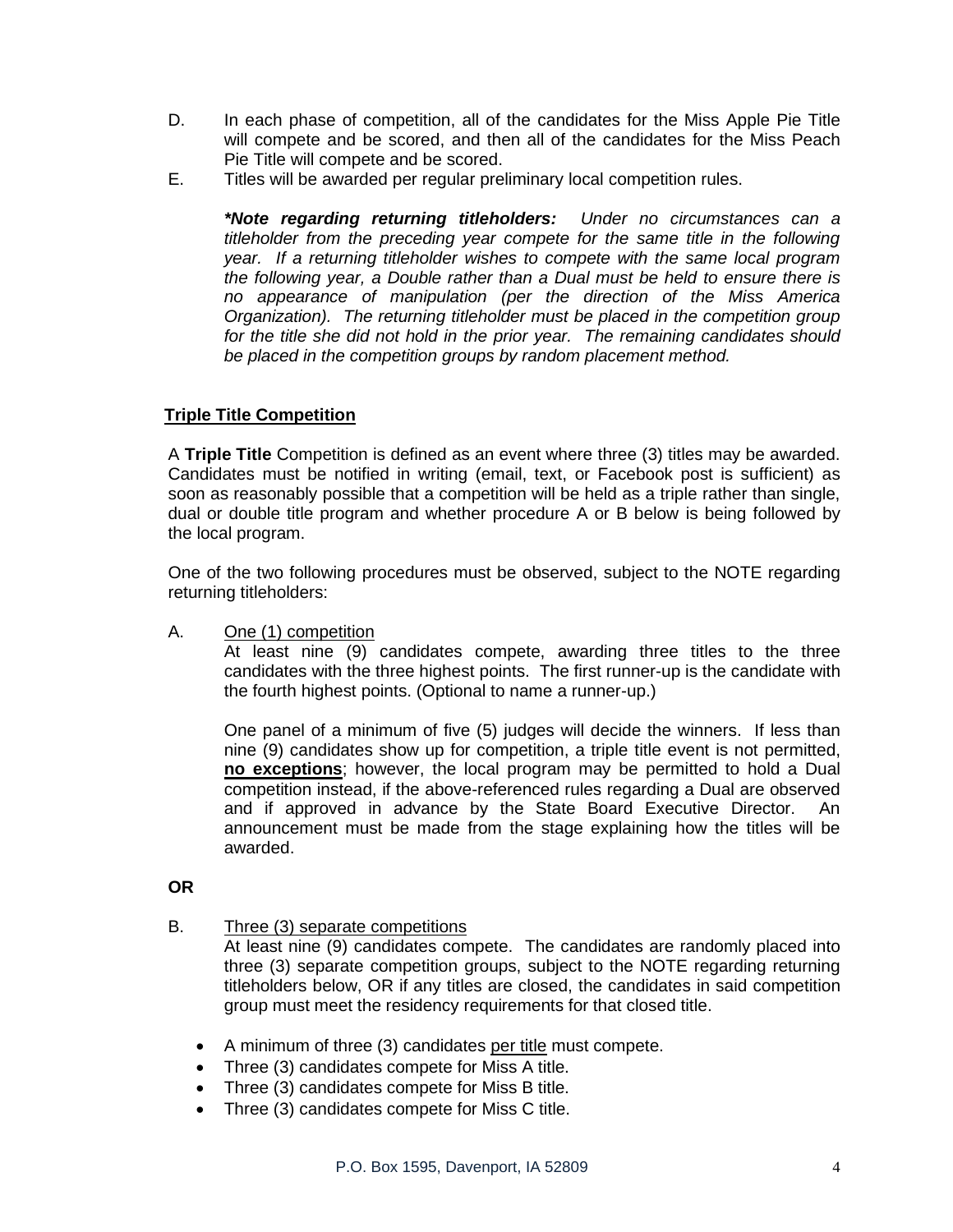D. In each phase of competition, all of the candidates for the Miss Apple Pie Title will compete and be scored, and then all of the candidates for the Miss Peach Pie Title will compete and be scored.

E. Titles will be awarded per regular preliminary local competition rules.

> ***\*Note regarding returning titleholders:*** *Under no circumstances can a titleholder from the preceding year compete for the same title in the following year. If a returning titleholder wishes to compete with the same local program the following year, a Double rather than a Dual must be held to ensure there is no appearance of manipulation (per the direction of the Miss America Organization). The returning titleholder must be placed in the competition group for the title she did not hold in the prior year. The remaining candidates should be placed in the competition groups by random placement method.*

## Triple Title Competition

A **Triple Title** Competition is defined as an event where three (3) titles may be awarded. Candidates must be notified in writing (email, text, or Facebook post is sufficient) as soon as reasonably possible that a competition will be held as a triple rather than single, dual or double title program and whether procedure A or B below is being followed by the local program.

One of the two following procedures must be observed, subject to the NOTE regarding returning titleholders:

A. <u>One (1) competition</u>

At least nine (9) candidates compete, awarding three titles to the three candidates with the three highest points. The first runner-up is the candidate with the fourth highest points. (Optional to name a runner-up.)

One panel of a minimum of five (5) judges will decide the winners. If less than nine (9) candidates show up for competition, a triple title event is not permitted, **<u>no exceptions</u>**; however, the local program may be permitted to hold a Dual competition instead, if the above-referenced rules regarding a Dual are observed and if approved in advance by the State Board Executive Director. An announcement must be made from the stage explaining how the titles will be awarded.

**OR**

B. <u>Three (3) separate competitions</u>

At least nine (9) candidates compete. The candidates are randomly placed into three (3) separate competition groups, subject to the NOTE regarding returning titleholders below, OR if any titles are closed, the candidates in said competition group must meet the residency requirements for that closed title.

- A minimum of three (3) candidates <u>per title</u> must compete.
- Three (3) candidates compete for Miss A title.
- Three (3) candidates compete for Miss B title.
- Three (3) candidates compete for Miss C title.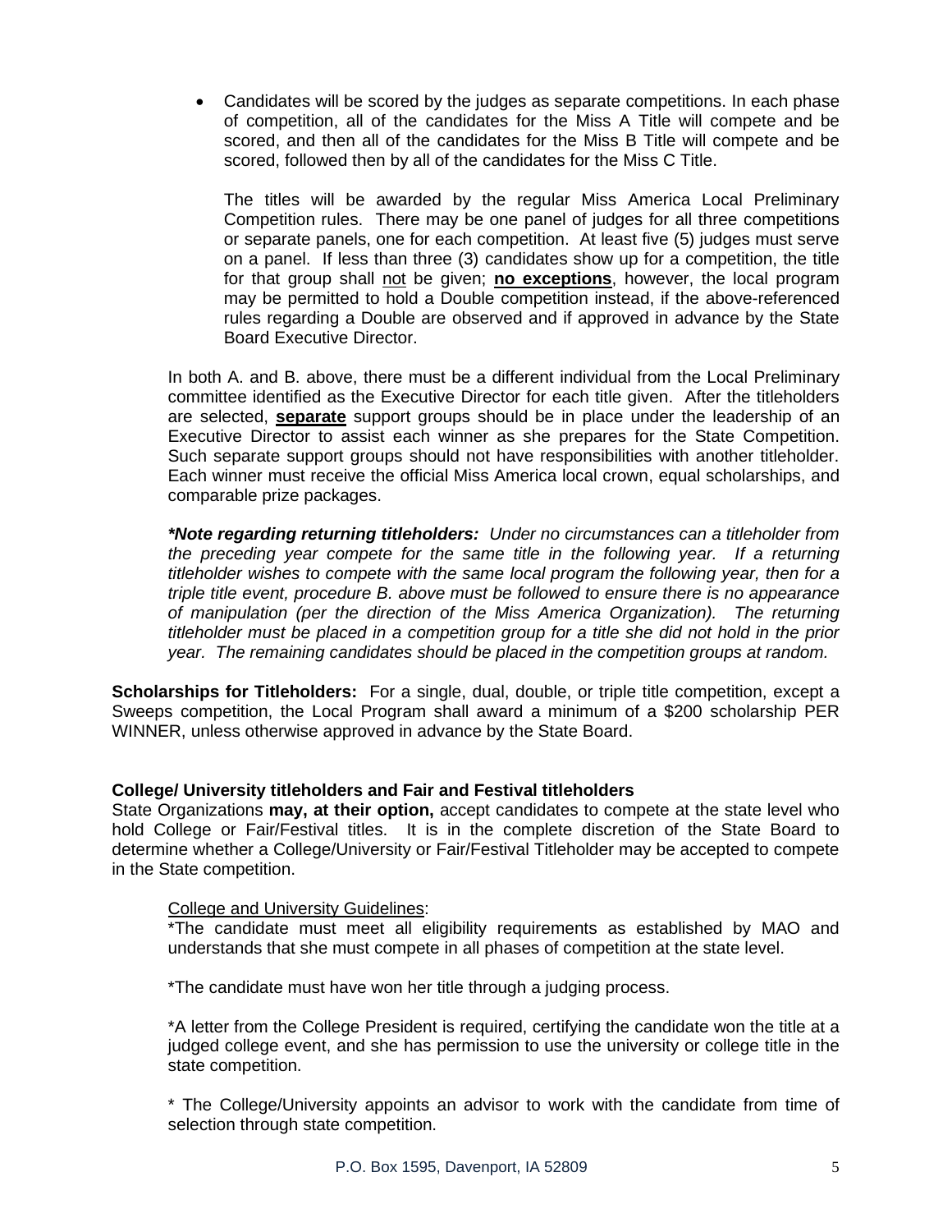- Candidates will be scored by the judges as separate competitions. In each phase of competition, all of the candidates for the Miss A Title will compete and be scored, and then all of the candidates for the Miss B Title will compete and be scored, followed then by all of the candidates for the Miss C Title.

  The titles will be awarded by the regular Miss America Local Preliminary Competition rules. There may be one panel of judges for all three competitions or separate panels, one for each competition. At least five (5) judges must serve on a panel. If less than three (3) candidates show up for a competition, the title for that group shall <u>not</u> be given; <u>**no exceptions**</u>, however, the local program may be permitted to hold a Double competition instead, if the above-referenced rules regarding a Double are observed and if approved in advance by the State Board Executive Director.

In both A. and B. above, there must be a different individual from the Local Preliminary committee identified as the Executive Director for each title given. After the titleholders are selected, <u>**separate**</u> support groups should be in place under the leadership of an Executive Director to assist each winner as she prepares for the State Competition. Such separate support groups should not have responsibilities with another titleholder. Each winner must receive the official Miss America local crown, equal scholarships, and comparable prize packages.

***\*Note regarding returning titleholders:*** *Under no circumstances can a titleholder from the preceding year compete for the same title in the following year. If a returning titleholder wishes to compete with the same local program the following year, then for a triple title event, procedure B. above must be followed to ensure there is no appearance of manipulation (per the direction of the Miss America Organization). The returning titleholder must be placed in a competition group for a title she did not hold in the prior year. The remaining candidates should be placed in the competition groups at random.*

**Scholarships for Titleholders:** For a single, dual, double, or triple title competition, except a Sweeps competition, the Local Program shall award a minimum of a $200 scholarship PER WINNER, unless otherwise approved in advance by the State Board.

**College/ University titleholders and Fair and Festival titleholders**

State Organizations **may, at their option,** accept candidates to compete at the state level who hold College or Fair/Festival titles. It is in the complete discretion of the State Board to determine whether a College/University or Fair/Festival Titleholder may be accepted to compete in the State competition.

<u>College and University Guidelines</u>:

*The candidate must meet all eligibility requirements as established by MAO and understands that she must compete in all phases of competition at the state level.

*The candidate must have won her title through a judging process.

*A letter from the College President is required, certifying the candidate won the title at a judged college event, and she has permission to use the university or college title in the state competition.

* The College/University appoints an advisor to work with the candidate from time of selection through state competition.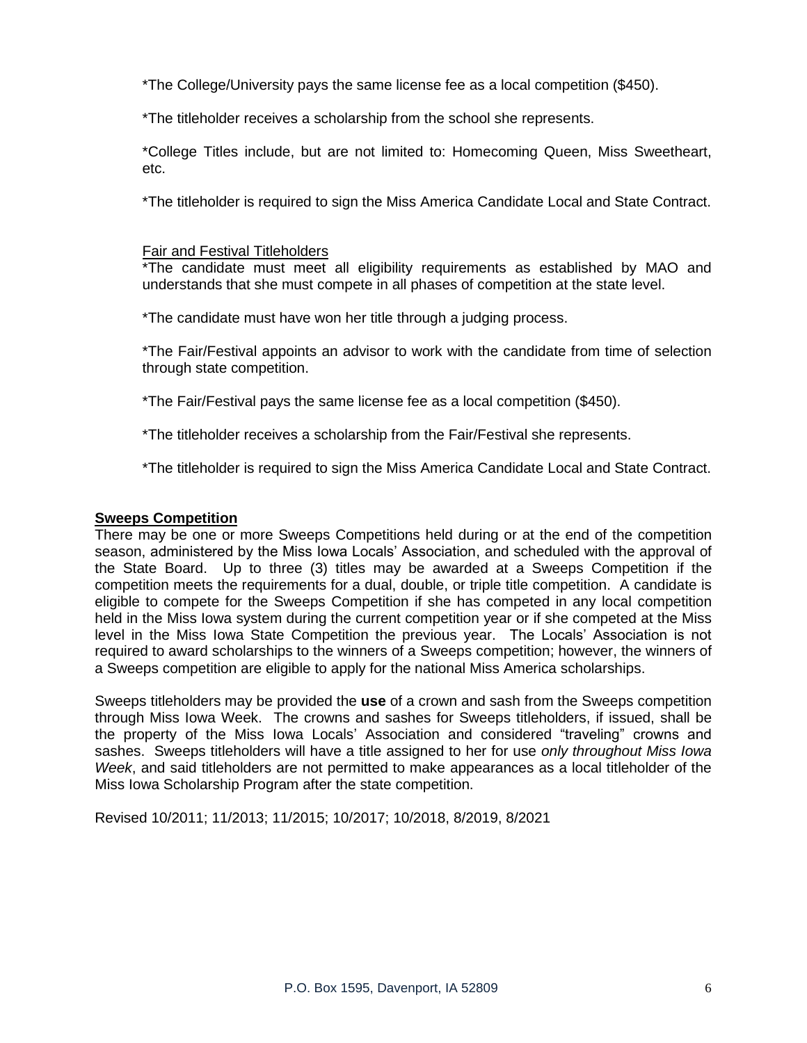*The College/University pays the same license fee as a local competition ($450).

*The titleholder receives a scholarship from the school she represents.

*College Titles include, but are not limited to: Homecoming Queen, Miss Sweetheart, etc.

*The titleholder is required to sign the Miss America Candidate Local and State Contract.

Fair and Festival Titleholders

*The candidate must meet all eligibility requirements as established by MAO and understands that she must compete in all phases of competition at the state level.

*The candidate must have won her title through a judging process.

*The Fair/Festival appoints an advisor to work with the candidate from time of selection through state competition.

*The Fair/Festival pays the same license fee as a local competition ($450).

*The titleholder receives a scholarship from the Fair/Festival she represents.

*The titleholder is required to sign the Miss America Candidate Local and State Contract.

**Sweeps Competition**

There may be one or more Sweeps Competitions held during or at the end of the competition season, administered by the Miss Iowa Locals' Association, and scheduled with the approval of the State Board. Up to three (3) titles may be awarded at a Sweeps Competition if the competition meets the requirements for a dual, double, or triple title competition. A candidate is eligible to compete for the Sweeps Competition if she has competed in any local competition held in the Miss Iowa system during the current competition year or if she competed at the Miss level in the Miss Iowa State Competition the previous year. The Locals' Association is not required to award scholarships to the winners of a Sweeps competition; however, the winners of a Sweeps competition are eligible to apply for the national Miss America scholarships.

Sweeps titleholders may be provided the **use** of a crown and sash from the Sweeps competition through Miss Iowa Week. The crowns and sashes for Sweeps titleholders, if issued, shall be the property of the Miss Iowa Locals' Association and considered "traveling" crowns and sashes. Sweeps titleholders will have a title assigned to her for use *only throughout Miss Iowa Week*, and said titleholders are not permitted to make appearances as a local titleholder of the Miss Iowa Scholarship Program after the state competition.

Revised 10/2011; 11/2013; 11/2015; 10/2017; 10/2018, 8/2019, 8/2021